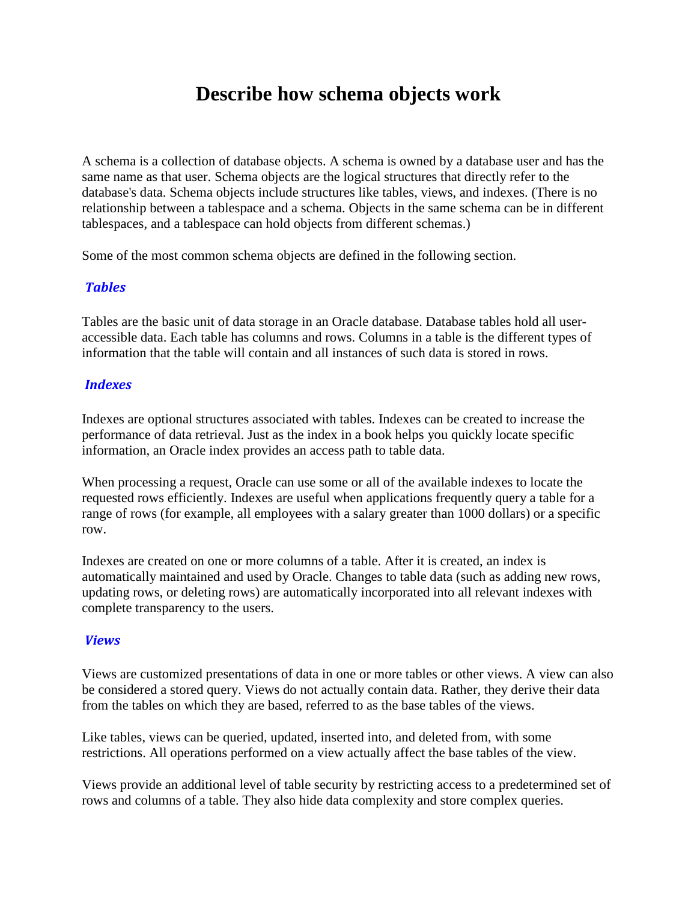# Describe how schema objects work

A schema is a collection of database objects. A schema is owned by a database user and has the same name as that user. Schema objects are the logical structures that directly refer to the database's data. Schema objects include structures like tables, views, and indexes. (There is no relationship between a tablespace and a schema. Objects in the same schema can be in different tablespaces, and a tablespace can hold objects from different schemas.)

Some of the most common schema objects are defined in the following section.

### *Tables*

Tables are the basic unit of data storage in an Oracle database. Database tables hold all user-accessible data. Each table has columns and rows. Columns in a table is the different types of information that the table will contain and all instances of such data is stored in rows.

### *Indexes*

Indexes are optional structures associated with tables. Indexes can be created to increase the performance of data retrieval. Just as the index in a book helps you quickly locate specific information, an Oracle index provides an access path to table data.

When processing a request, Oracle can use some or all of the available indexes to locate the requested rows efficiently. Indexes are useful when applications frequently query a table for a range of rows (for example, all employees with a salary greater than 1000 dollars) or a specific row.

Indexes are created on one or more columns of a table. After it is created, an index is automatically maintained and used by Oracle. Changes to table data (such as adding new rows, updating rows, or deleting rows) are automatically incorporated into all relevant indexes with complete transparency to the users.

### *Views*

Views are customized presentations of data in one or more tables or other views. A view can also be considered a stored query. Views do not actually contain data. Rather, they derive their data from the tables on which they are based, referred to as the base tables of the views.

Like tables, views can be queried, updated, inserted into, and deleted from, with some restrictions. All operations performed on a view actually affect the base tables of the view.

Views provide an additional level of table security by restricting access to a predetermined set of rows and columns of a table. They also hide data complexity and store complex queries.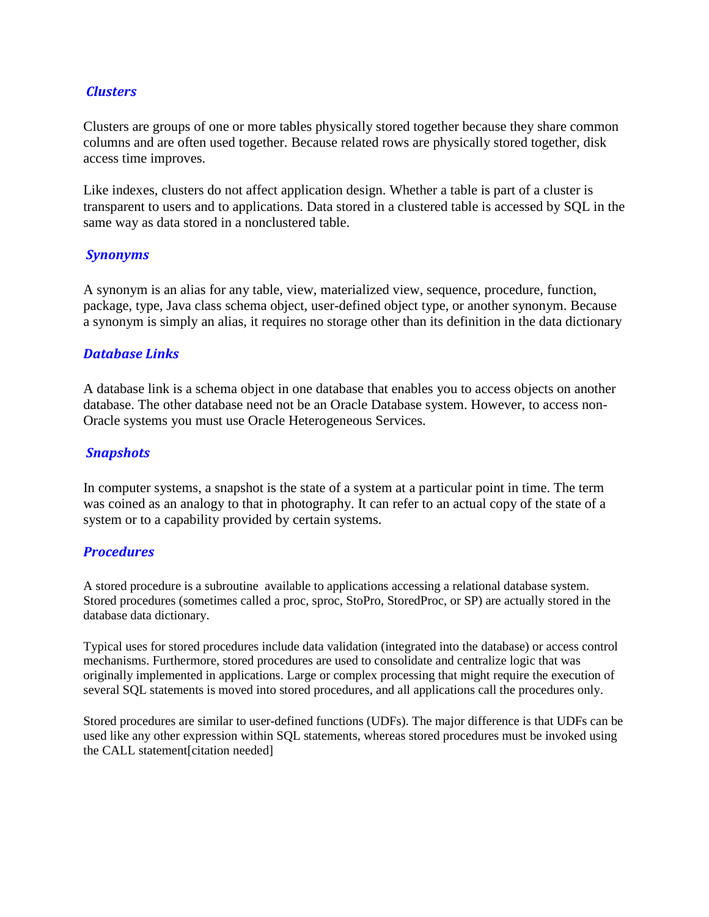### *Clusters*

Clusters are groups of one or more tables physically stored together because they share common columns and are often used together. Because related rows are physically stored together, disk access time improves.

Like indexes, clusters do not affect application design. Whether a table is part of a cluster is transparent to users and to applications. Data stored in a clustered table is accessed by SQL in the same way as data stored in a nonclustered table.

### *Synonyms*

A synonym is an alias for any table, view, materialized view, sequence, procedure, function, package, type, Java class schema object, user-defined object type, or another synonym. Because a synonym is simply an alias, it requires no storage other than its definition in the data dictionary

### *Database Links*

A database link is a schema object in one database that enables you to access objects on another database. The other database need not be an Oracle Database system. However, to access non-Oracle systems you must use Oracle Heterogeneous Services.

### *Snapshots*

In computer systems, a snapshot is the state of a system at a particular point in time. The term was coined as an analogy to that in photography. It can refer to an actual copy of the state of a system or to a capability provided by certain systems.

### *Procedures*

A stored procedure is a subroutine available to applications accessing a relational database system. Stored procedures (sometimes called a proc, sproc, StoPro, StoredProc, or SP) are actually stored in the database data dictionary.

Typical uses for stored procedures include data validation (integrated into the database) or access control mechanisms. Furthermore, stored procedures are used to consolidate and centralize logic that was originally implemented in applications. Large or complex processing that might require the execution of several SQL statements is moved into stored procedures, and all applications call the procedures only.

Stored procedures are similar to user-defined functions (UDFs). The major difference is that UDFs can be used like any other expression within SQL statements, whereas stored procedures must be invoked using the CALL statement[citation needed]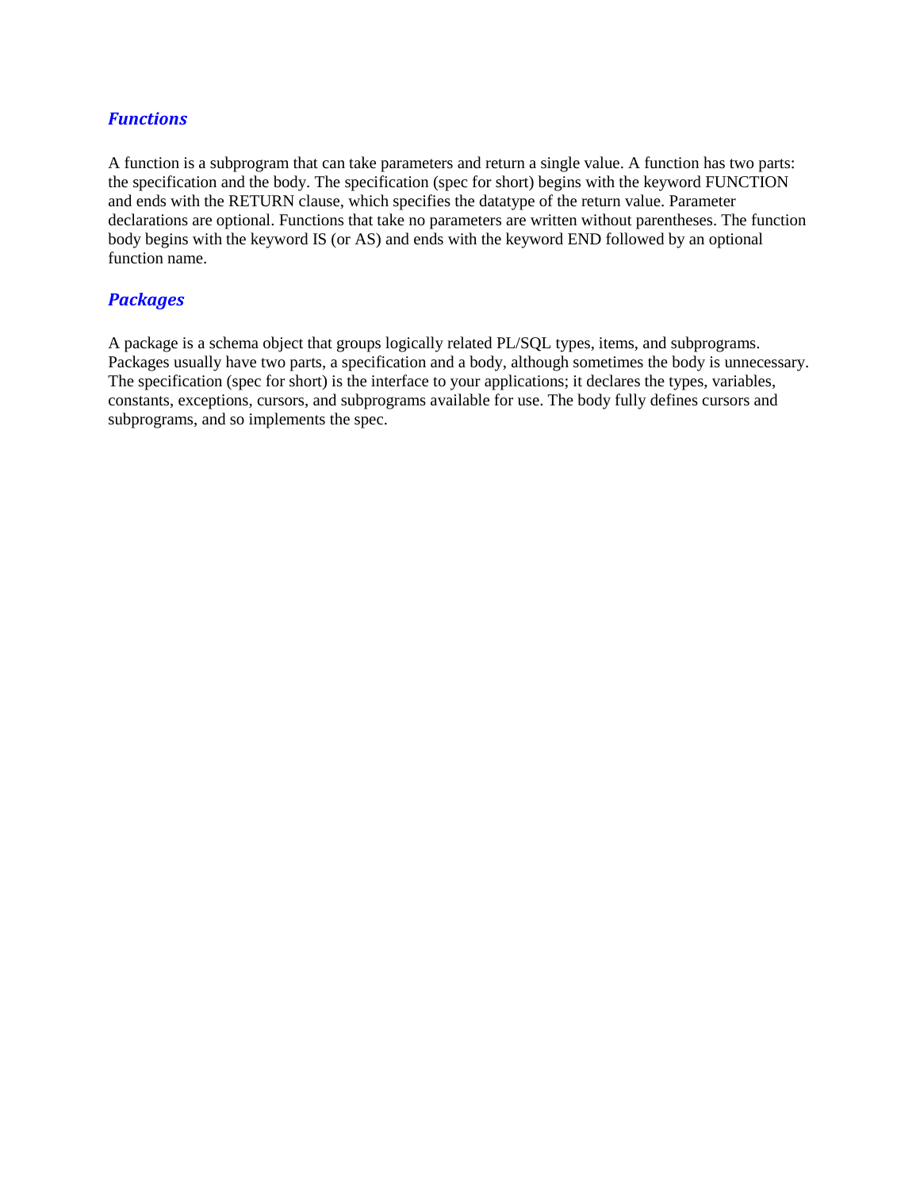### *Functions*

A function is a subprogram that can take parameters and return a single value. A function has two parts: the specification and the body. The specification (spec for short) begins with the keyword FUNCTION and ends with the RETURN clause, which specifies the datatype of the return value. Parameter declarations are optional. Functions that take no parameters are written without parentheses. The function body begins with the keyword IS (or AS) and ends with the keyword END followed by an optional function name.

### *Packages*

A package is a schema object that groups logically related PL/SQL types, items, and subprograms. Packages usually have two parts, a specification and a body, although sometimes the body is unnecessary. The specification (spec for short) is the interface to your applications; it declares the types, variables, constants, exceptions, cursors, and subprograms available for use. The body fully defines cursors and subprograms, and so implements the spec.